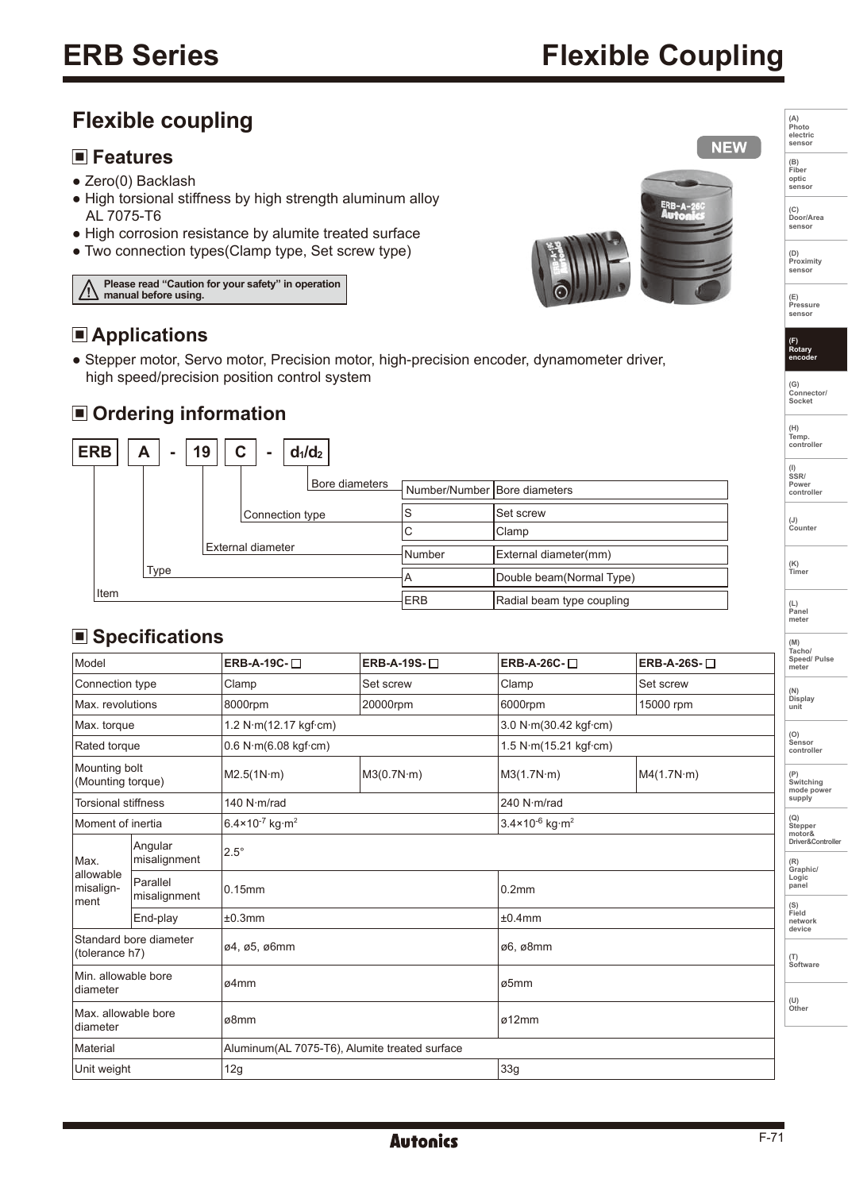# ERB Series Flexible Coupling

## Flexible coupling

NEW

### ■ Features

- Zero(0) Backlash
- High torsional stiffness by high strength aluminum alloy AL 7075-T6
- High corrosion resistance by alumite treated surface
- Two connection types(Clamp type, Set screw type)

⚠ **Please read "Caution for your safety" in operation manual before using.**

### ■ Applications

- Stepper motor, Servo motor, Precision motor, high-precision encoder, dynamometer driver, high speed/precision position control system

### ■ Ordering information

**ERB | A - 19 | C - $d_1/d_2$**

| Position | Code | Description |
|---|---|---|
| Bore diameters | Number/Number | Bore diameters |
| Connection type | S | Set screw |
| | C | Clamp |
| External diameter | Number | External diameter(mm) |
| Type | A | Double beam(Normal Type) |
| Item | ERB | Radial beam type coupling |

### ■ Specifications

| Model | | ERB-A-19C-□ | ERB-A-19S-□ | ERB-A-26C-□ | ERB-A-26S-□ |
|---|---|---|---|---|---|
| Connection type | | Clamp | Set screw | Clamp | Set screw |
| Max. revolutions | | 8000rpm | 20000rpm | 6000rpm | 15000 rpm |
| Max. torque | | 1.2 N·m(12.17 kgf·cm) | | 3.0 N·m(30.42 kgf·cm) | |
| Rated torque | | 0.6 N·m(6.08 kgf·cm) | | 1.5 N·m(15.21 kgf·cm) | |
| Mounting bolt (Mounting torque) | | M2.5(1N·m) | M3(0.7N·m) | M3(1.7N·m) | M4(1.7N·m) |
| Torsional stiffness | | 140 N·m/rad | | 240 N·m/rad | |
| Moment of inertia | | $6.4\times10^{-7}$ kg·m$^2$ | | $3.4\times10^{-6}$ kg·m$^2$ | |
| Max. allowable misalignment | Angular misalignment | 2.5° | | | |
| | Parallel misalignment | 0.15mm | | 0.2mm | |
| | End-play | ±0.3mm | | ±0.4mm | |
| Standard bore diameter (tolerance h7) | | ø4, ø5, ø6mm | | ø6, ø8mm | |
| Min. allowable bore diameter | | ø4mm | | ø5mm | |
| Max. allowable bore diameter | | ø8mm | | ø12mm | |
| Material | | Aluminum(AL 7075-T6), Alumite treated surface | | | |
| Unit weight | | 12g | | 33g | |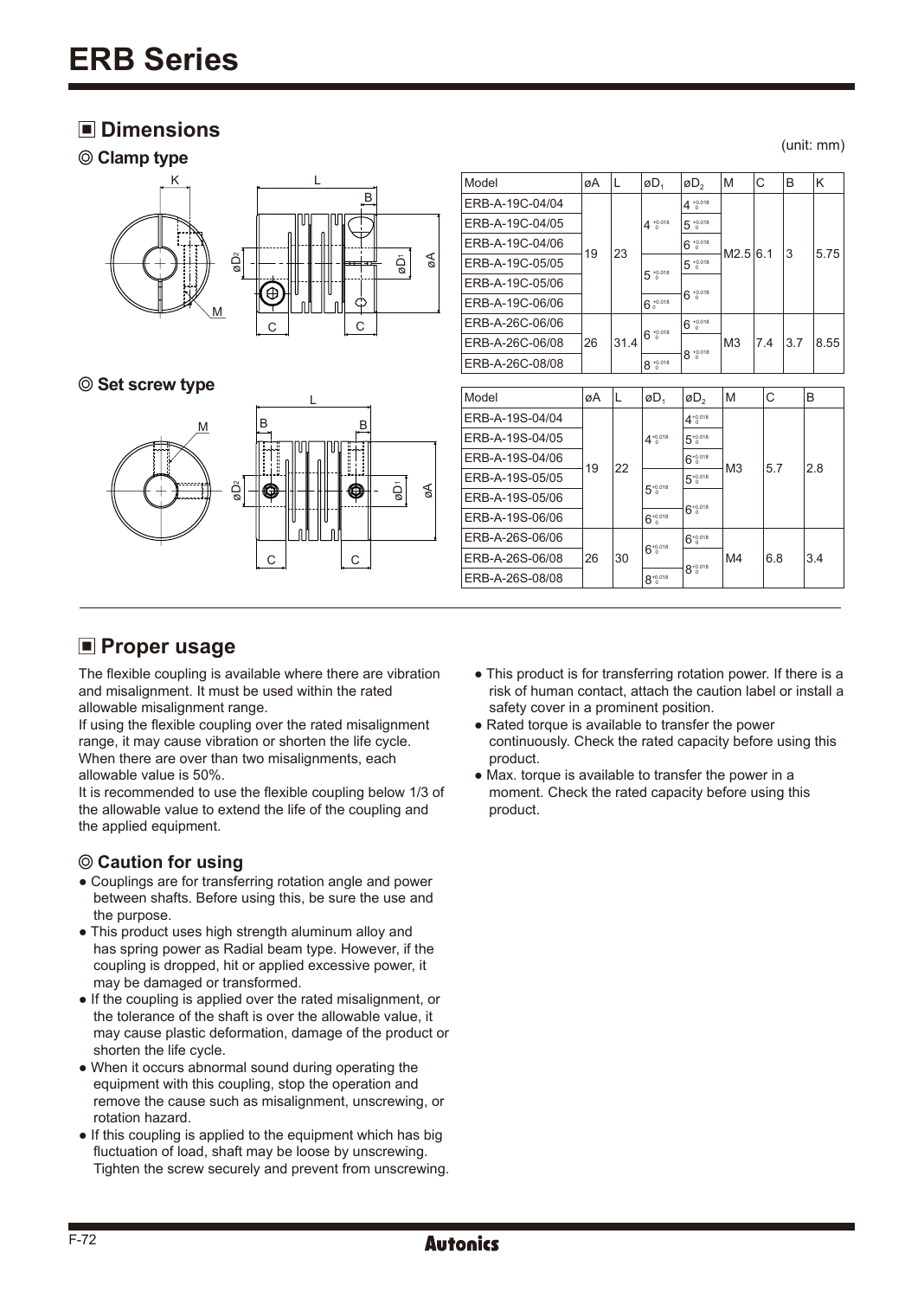# ERB Series

## Dimensions

(unit: mm)

### Clamp type

K, L, B, øD2, øD1, øA, M, C, C

| Model | øA | L | øD1 | øD2 | M | C | B | K |
|---|---|---|---|---|---|---|---|---|
| ERB-A-19C-04/04 | 19 | 23 | $4^{+0.018}_{0}$ | $4^{+0.018}_{0}$ | M2.5 | 6.1 | 3 | 5.75 |
| ERB-A-19C-04/05 | | | | $5^{+0.018}_{0}$ | | | | |
| ERB-A-19C-04/06 | | | | $6^{+0.018}_{0}$ | | | | |
| ERB-A-19C-05/05 | | | $5^{+0.018}_{0}$ | $5^{+0.018}_{0}$ | | | | |
| ERB-A-19C-05/06 | | | | $6^{+0.018}_{0}$ | | | | |
| ERB-A-19C-06/06 | | | $6^{+0.018}_{0}$ | | | | | |
| ERB-A-26C-06/06 | 26 | 31.4 | $6^{+0.018}_{0}$ | $6^{+0.018}_{0}$ | M3 | 7.4 | 3.7 | 8.55 |
| ERB-A-26C-06/08 | | | | $8^{+0.018}_{0}$ | | | | |
| ERB-A-26C-08/08 | | | $8^{+0.018}_{0}$ | | | | | |

### Set screw type

M, L, B, B, øD2, øD1, øA, C, C

| Model | øA | L | øD1 | øD2 | M | C | B |
|---|---|---|---|---|---|---|---|
| ERB-A-19S-04/04 | 19 | 22 | $4^{+0.018}_{0}$ | $4^{+0.018}_{0}$ | M3 | 5.7 | 2.8 |
| ERB-A-19S-04/05 | | | | $5^{+0.018}_{0}$ | | | |
| ERB-A-19S-04/06 | | | | $6^{+0.018}_{0}$ | | | |
| ERB-A-19S-05/05 | | | $5^{+0.018}_{0}$ | $5^{+0.018}_{0}$ | | | |
| ERB-A-19S-05/06 | | | | $6^{+0.018}_{0}$ | | | |
| ERB-A-19S-06/06 | | | $6^{+0.018}_{0}$ | | | | |
| ERB-A-26S-06/06 | 26 | 30 | $6^{+0.018}_{0}$ | $6^{+0.018}_{0}$ | M4 | 6.8 | 3.4 |
| ERB-A-26S-06/08 | | | | $8^{+0.018}_{0}$ | | | |
| ERB-A-26S-08/08 | | | $8^{+0.018}_{0}$ | | | | |

## Proper usage

The flexible coupling is available where there are vibration and misalignment. It must be used within the rated allowable misalignment range.
If using the flexible coupling over the rated misalignment range, it may cause vibration or shorten the life cycle.
When there are over than two misalignments, each allowable value is 50%.
It is recommended to use the flexible coupling below 1/3 of the allowable value to extend the life of the coupling and the applied equipment.

### Caution for using

- Couplings are for transferring rotation angle and power between shafts. Before using this, be sure the use and the purpose.
- This product uses high strength aluminum alloy and has spring power as Radial beam type. However, if the coupling is dropped, hit or applied excessive power, it may be damaged or transformed.
- If the coupling is applied over the rated misalignment, or the tolerance of the shaft is over the allowable value, it may cause plastic deformation, damage of the product or shorten the life cycle.
- When it occurs abnormal sound during operating the equipment with this coupling, stop the operation and remove the cause such as misalignment, unscrewing, or rotation hazard.
- If this coupling is applied to the equipment which has big fluctuation of load, shaft may be loose by unscrewing. Tighten the screw securely and prevent from unscrewing.
- This product is for transferring rotation power. If there is a risk of human contact, attach the caution label or install a safety cover in a prominent position.
- Rated torque is available to transfer the power continuously. Check the rated capacity before using this product.
- Max. torque is available to transfer the power in a moment. Check the rated capacity before using this product.